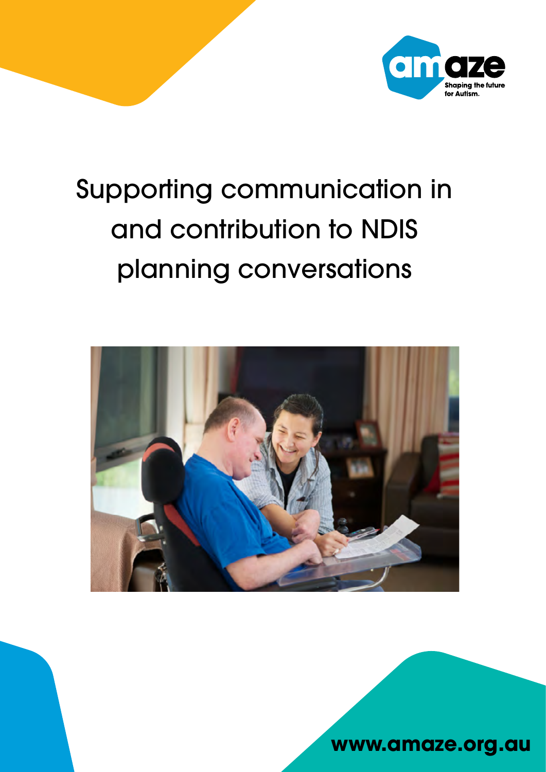amaze

Shaping the future for Autism.

# Supporting communication in and contribution to NDIS planning conversations

www.amaze.org.au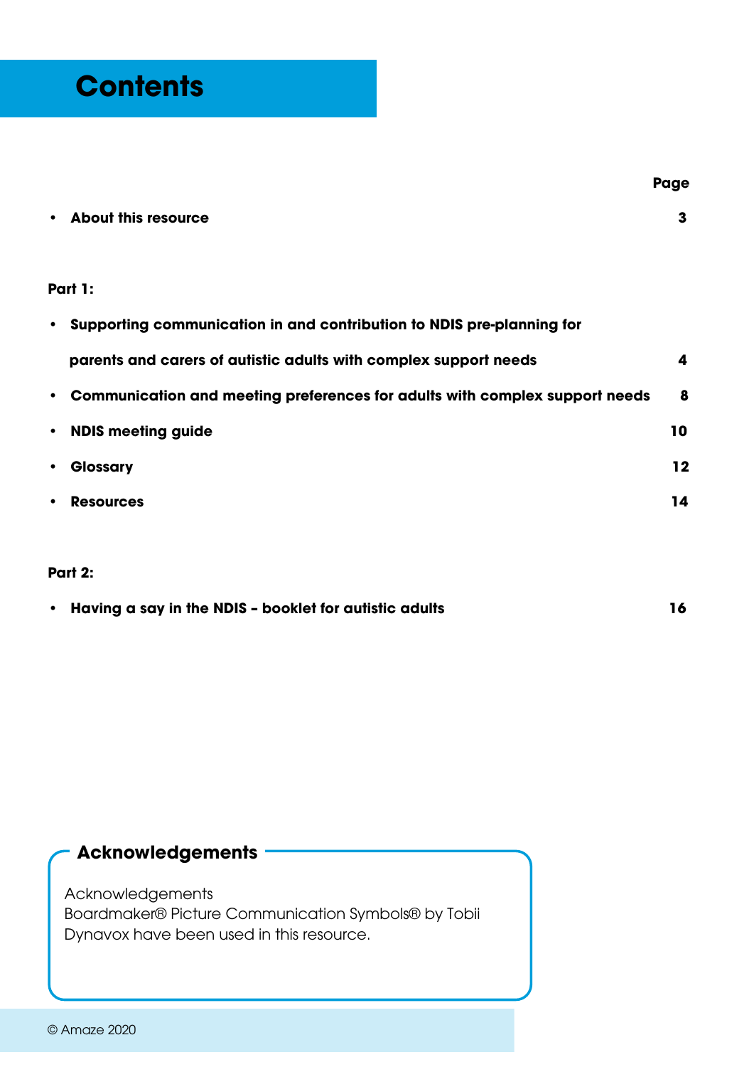# Contents

| | Page |
|---|---|
| • **About this resource** | **3** |
| **Part 1:** | |
| • **Supporting communication in and contribution to NDIS pre-planning for parents and carers of autistic adults with complex support needs** | **4** |
| • **Communication and meeting preferences for adults with complex support needs** | **8** |
| • **NDIS meeting guide** | **10** |
| • **Glossary** | **12** |
| • **Resources** | **14** |
| **Part 2:** | |
| • **Having a say in the NDIS – booklet for autistic adults** | **16** |

## Acknowledgements

Acknowledgements
Boardmaker® Picture Communication Symbols® by Tobii Dynavox have been used in this resource.

© Amaze 2020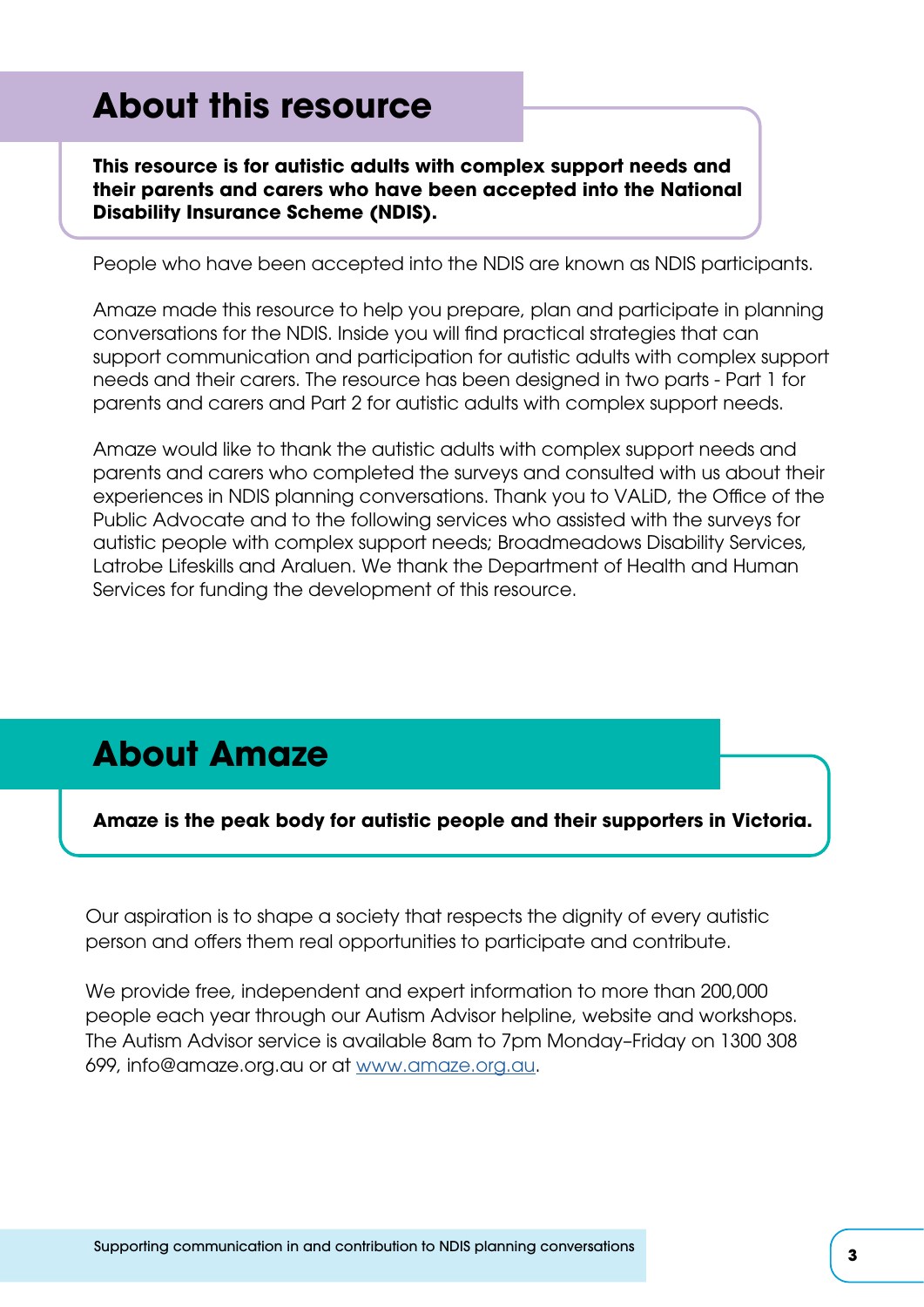# About this resource

**This resource is for autistic adults with complex support needs and their parents and carers who have been accepted into the National Disability Insurance Scheme (NDIS).**

People who have been accepted into the NDIS are known as NDIS participants.

Amaze made this resource to help you prepare, plan and participate in planning conversations for the NDIS. Inside you will find practical strategies that can support communication and participation for autistic adults with complex support needs and their carers. The resource has been designed in two parts - Part 1 for parents and carers and Part 2 for autistic adults with complex support needs.

Amaze would like to thank the autistic adults with complex support needs and parents and carers who completed the surveys and consulted with us about their experiences in NDIS planning conversations. Thank you to VALiD, the Office of the Public Advocate and to the following services who assisted with the surveys for autistic people with complex support needs; Broadmeadows Disability Services, Latrobe Lifeskills and Araluen. We thank the Department of Health and Human Services for funding the development of this resource.

# About Amaze

**Amaze is the peak body for autistic people and their supporters in Victoria.**

Our aspiration is to shape a society that respects the dignity of every autistic person and offers them real opportunities to participate and contribute.

We provide free, independent and expert information to more than 200,000 people each year through our Autism Advisor helpline, website and workshops. The Autism Advisor service is available 8am to 7pm Monday–Friday on 1300 308 699, info@amaze.org.au or at www.amaze.org.au.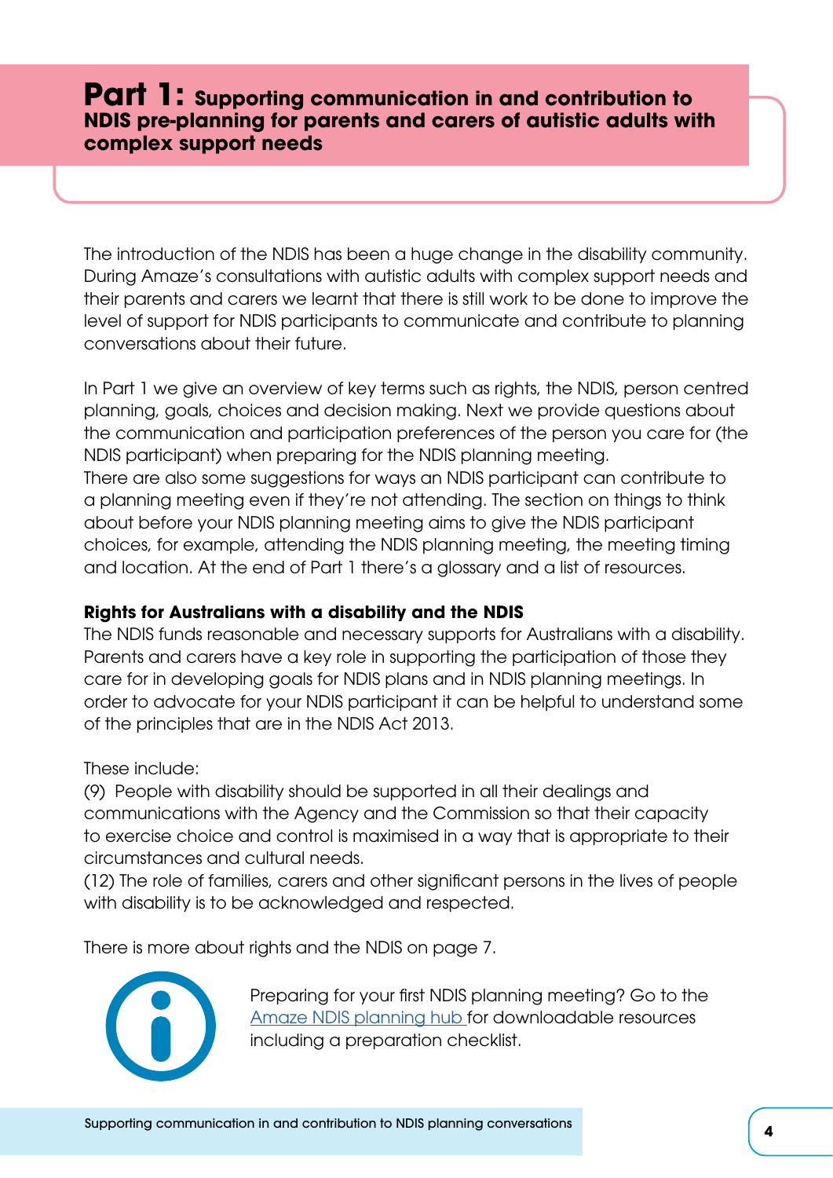# Part 1: Supporting communication in and contribution to NDIS pre-planning for parents and carers of autistic adults with complex support needs

The introduction of the NDIS has been a huge change in the disability community. During Amaze's consultations with autistic adults with complex support needs and their parents and carers we learnt that there is still work to be done to improve the level of support for NDIS participants to communicate and contribute to planning conversations about their future.

In Part 1 we give an overview of key terms such as rights, the NDIS, person centred planning, goals, choices and decision making. Next we provide questions about the communication and participation preferences of the person you care for (the NDIS participant) when preparing for the NDIS planning meeting.
There are also some suggestions for ways an NDIS participant can contribute to a planning meeting even if they're not attending. The section on things to think about before your NDIS planning meeting aims to give the NDIS participant choices, for example, attending the NDIS planning meeting, the meeting timing and location. At the end of Part 1 there's a glossary and a list of resources.

**Rights for Australians with a disability and the NDIS**

The NDIS funds reasonable and necessary supports for Australians with a disability. Parents and carers have a key role in supporting the participation of those they care for in developing goals for NDIS plans and in NDIS planning meetings. In order to advocate for your NDIS participant it can be helpful to understand some of the principles that are in the NDIS Act 2013.

These include:
(9) People with disability should be supported in all their dealings and communications with the Agency and the Commission so that their capacity to exercise choice and control is maximised in a way that is appropriate to their circumstances and cultural needs.
(12) The role of families, carers and other significant persons in the lives of people with disability is to be acknowledged and respected.

There is more about rights and the NDIS on page 7.

Preparing for your first NDIS planning meeting? Go to the Amaze NDIS planning hub for downloadable resources including a preparation checklist.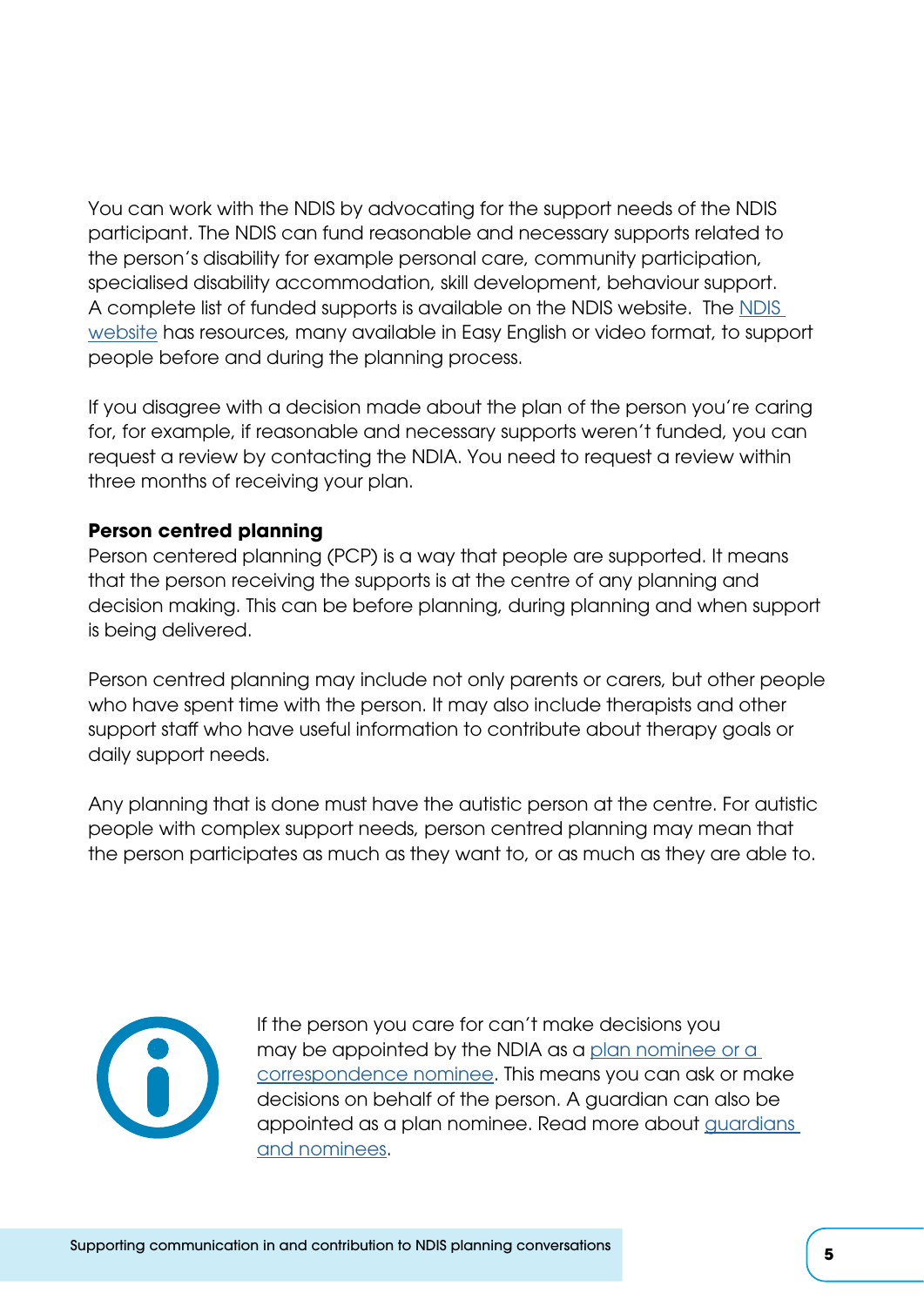You can work with the NDIS by advocating for the support needs of the NDIS participant. The NDIS can fund reasonable and necessary supports related to the person's disability for example personal care, community participation, specialised disability accommodation, skill development, behaviour support. A complete list of funded supports is available on the NDIS website. The [NDIS website](NDIS website) has resources, many available in Easy English or video format, to support people before and during the planning process.

If you disagree with a decision made about the plan of the person you're caring for, for example, if reasonable and necessary supports weren't funded, you can request a review by contacting the NDIA. You need to request a review within three months of receiving your plan.

**Person centred planning**

Person centered planning (PCP) is a way that people are supported. It means that the person receiving the supports is at the centre of any planning and decision making. This can be before planning, during planning and when support is being delivered.

Person centred planning may include not only parents or carers, but other people who have spent time with the person. It may also include therapists and other support staff who have useful information to contribute about therapy goals or daily support needs.

Any planning that is done must have the autistic person at the centre. For autistic people with complex support needs, person centred planning may mean that the person participates as much as they want to, or as much as they are able to.

If the person you care for can't make decisions you may be appointed by the NDIA as a plan nominee or a correspondence nominee. This means you can ask or make decisions on behalf of the person. A guardian can also be appointed as a plan nominee. Read more about guardians and nominees.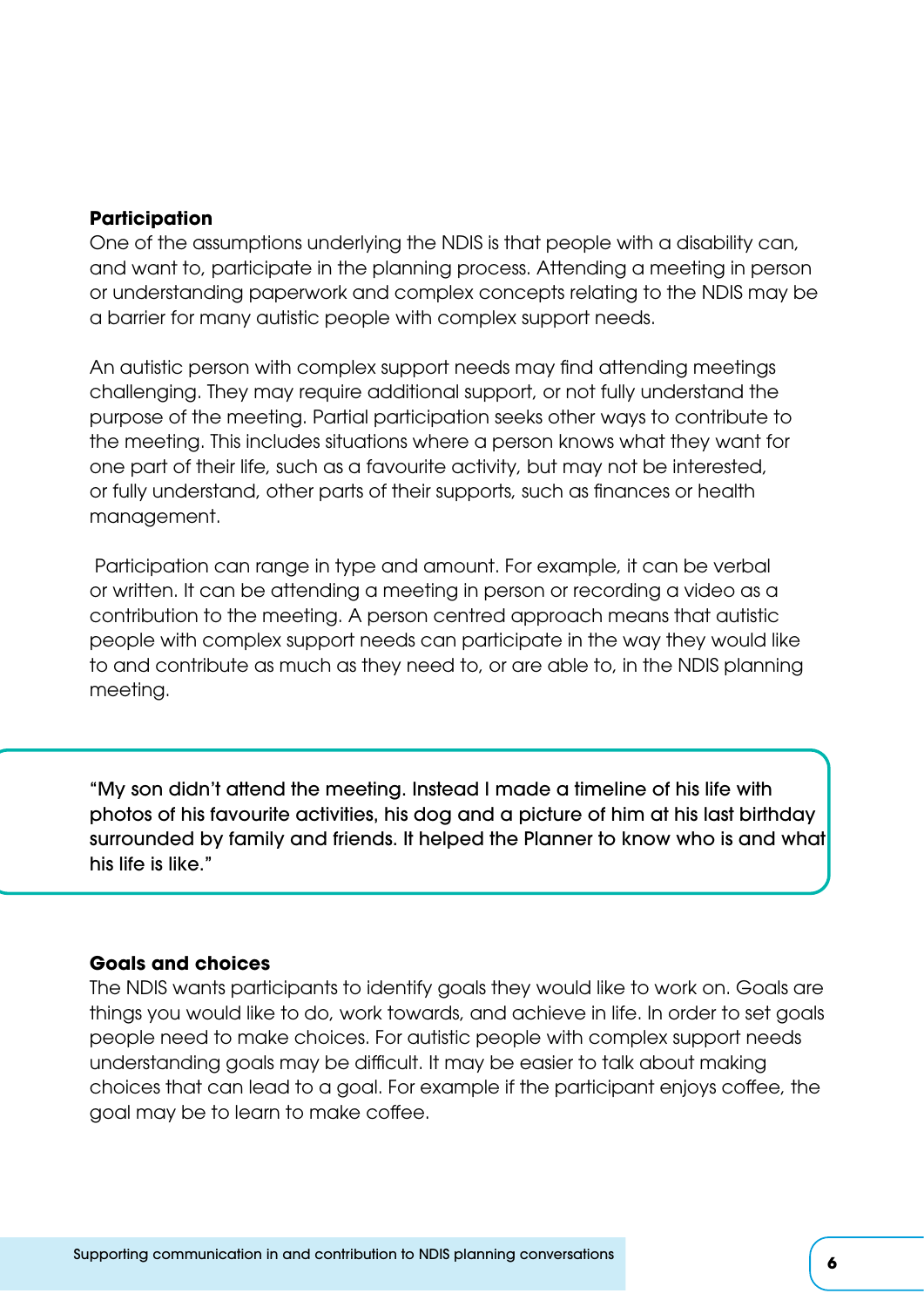**Participation**

One of the assumptions underlying the NDIS is that people with a disability can, and want to, participate in the planning process. Attending a meeting in person or understanding paperwork and complex concepts relating to the NDIS may be a barrier for many autistic people with complex support needs.

An autistic person with complex support needs may find attending meetings challenging. They may require additional support, or not fully understand the purpose of the meeting. Partial participation seeks other ways to contribute to the meeting. This includes situations where a person knows what they want for one part of their life, such as a favourite activity, but may not be interested, or fully understand, other parts of their supports, such as finances or health management.

Participation can range in type and amount. For example, it can be verbal or written. It can be attending a meeting in person or recording a video as a contribution to the meeting. A person centred approach means that autistic people with complex support needs can participate in the way they would like to and contribute as much as they need to, or are able to, in the NDIS planning meeting.

> "My son didn't attend the meeting. Instead I made a timeline of his life with photos of his favourite activities, his dog and a picture of him at his last birthday surrounded by family and friends. It helped the Planner to know who is and what his life is like."

**Goals and choices**

The NDIS wants participants to identify goals they would like to work on. Goals are things you would like to do, work towards, and achieve in life. In order to set goals people need to make choices. For autistic people with complex support needs understanding goals may be difficult. It may be easier to talk about making choices that can lead to a goal. For example if the participant enjoys coffee, the goal may be to learn to make coffee.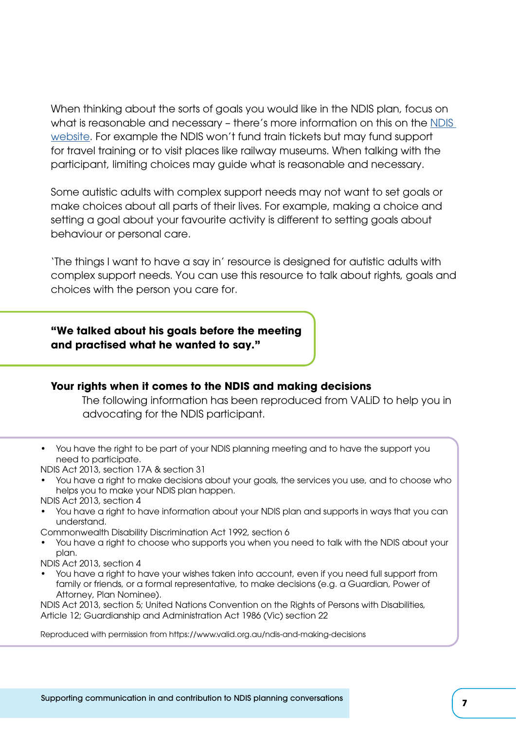When thinking about the sorts of goals you would like in the NDIS plan, focus on what is reasonable and necessary – there's more information on this on the [NDIS website](). For example the NDIS won't fund train tickets but may fund support for travel training or to visit places like railway museums. When talking with the participant, limiting choices may guide what is reasonable and necessary.

Some autistic adults with complex support needs may not want to set goals or make choices about all parts of their lives. For example, making a choice and setting a goal about your favourite activity is different to setting goals about behaviour or personal care.

'The things I want to have a say in' resource is designed for autistic adults with complex support needs. You can use this resource to talk about rights, goals and choices with the person you care for.

> **"We talked about his goals before the meeting and practised what he wanted to say."**

**Your rights when it comes to the NDIS and making decisions**

The following information has been reproduced from VALiD to help you in advocating for the NDIS participant.

- You have the right to be part of your NDIS planning meeting and to have the support you need to participate.

NDIS Act 2013, section 17A & section 31

- You have a right to make decisions about your goals, the services you use, and to choose who helps you to make your NDIS plan happen.

NDIS Act 2013, section 4

- You have a right to have information about your NDIS plan and supports in ways that you can understand.

Commonwealth Disability Discrimination Act 1992, section 6

- You have a right to choose who supports you when you need to talk with the NDIS about your plan.

NDIS Act 2013, section 4

- You have a right to have your wishes taken into account, even if you need full support from family or friends, or a formal representative, to make decisions (e.g. a Guardian, Power of Attorney, Plan Nominee).

NDIS Act 2013, section 5; United Nations Convention on the Rights of Persons with Disabilities, Article 12; Guardianship and Administration Act 1986 (Vic) section 22

Reproduced with permission from https://www.valid.org.au/ndis-and-making-decisions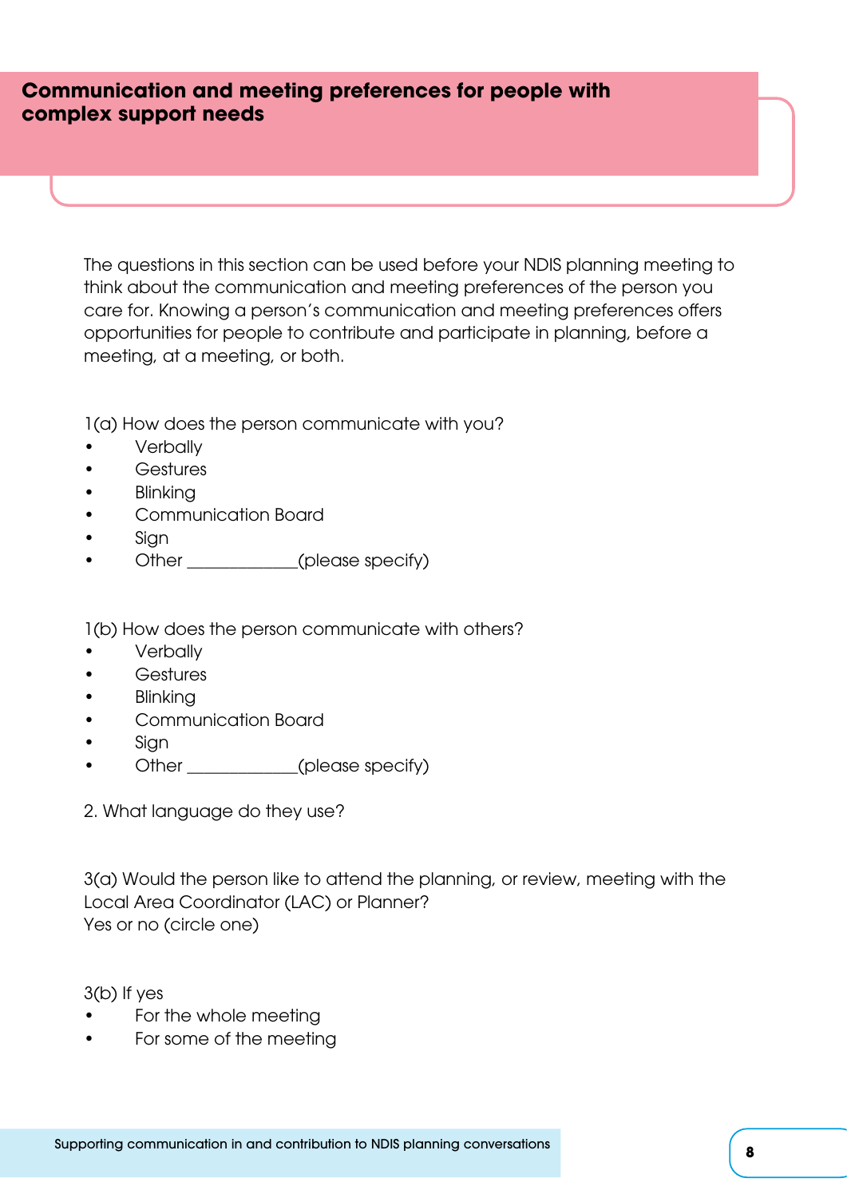## Communication and meeting preferences for people with complex support needs

The questions in this section can be used before your NDIS planning meeting to think about the communication and meeting preferences of the person you care for. Knowing a person's communication and meeting preferences offers opportunities for people to contribute and participate in planning, before a meeting, at a meeting, or both.

1(a) How does the person communicate with you?

- Verbally
- Gestures
- Blinking
- Communication Board
- Sign
- Other _____________(please specify)

1(b) How does the person communicate with others?

- Verbally
- Gestures
- Blinking
- Communication Board
- Sign
- Other _____________(please specify)

2. What language do they use?

3(a) Would the person like to attend the planning, or review, meeting with the Local Area Coordinator (LAC) or Planner?
Yes or no (circle one)

3(b) If yes

- For the whole meeting
- For some of the meeting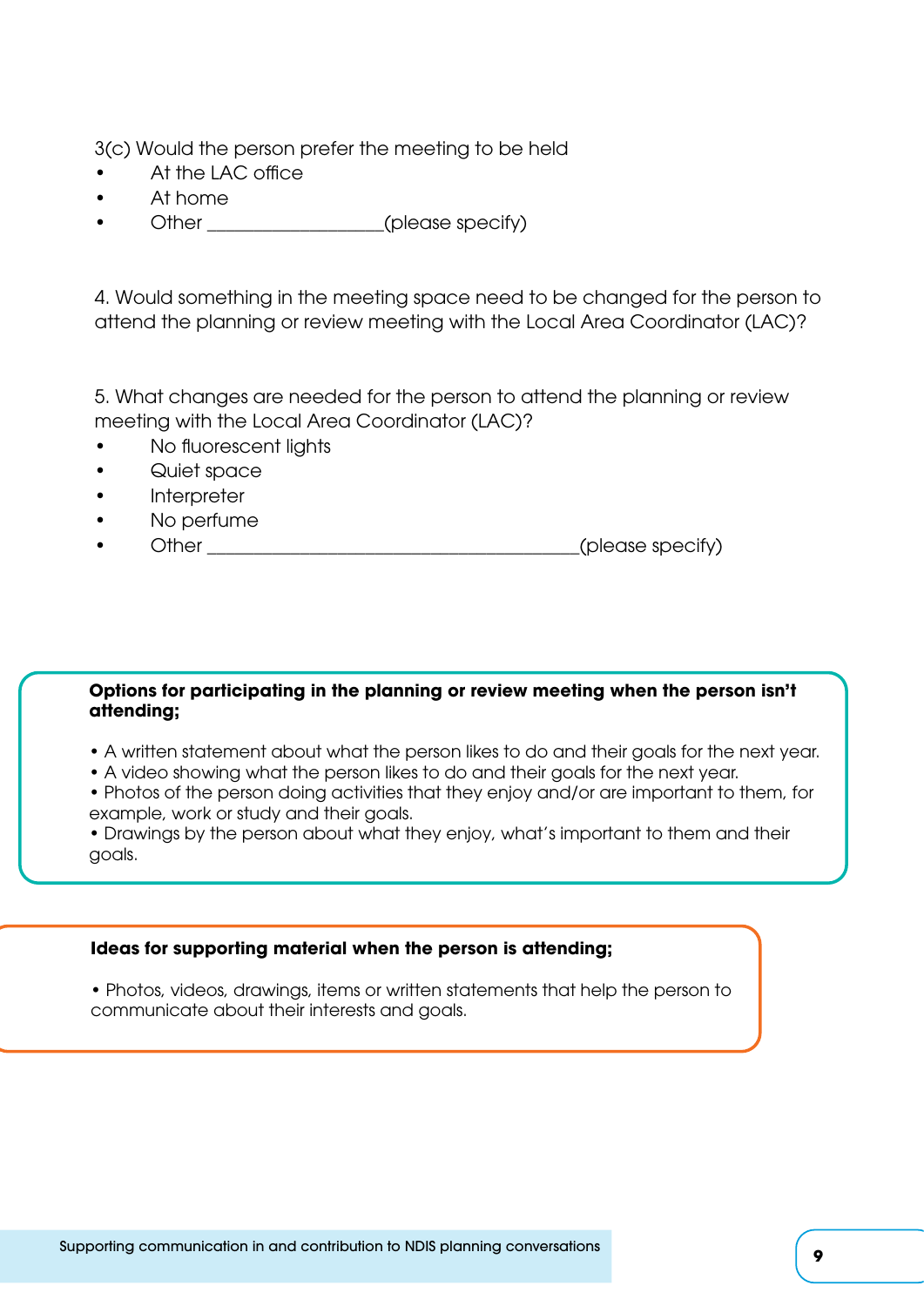3(c) Would the person prefer the meeting to be held

- At the LAC office
- At home
- Other ___________________(please specify)

4. Would something in the meeting space need to be changed for the person to attend the planning or review meeting with the Local Area Coordinator (LAC)?

5. What changes are needed for the person to attend the planning or review meeting with the Local Area Coordinator (LAC)?

- No fluorescent lights
- Quiet space
- Interpreter
- No perfume
- Other ________________________________________(please specify)

**Options for participating in the planning or review meeting when the person isn't attending;**

- A written statement about what the person likes to do and their goals for the next year.
- A video showing what the person likes to do and their goals for the next year.
- Photos of the person doing activities that they enjoy and/or are important to them, for example, work or study and their goals.
- Drawings by the person about what they enjoy, what's important to them and their goals.

**Ideas for supporting material when the person is attending;**

- Photos, videos, drawings, items or written statements that help the person to communicate about their interests and goals.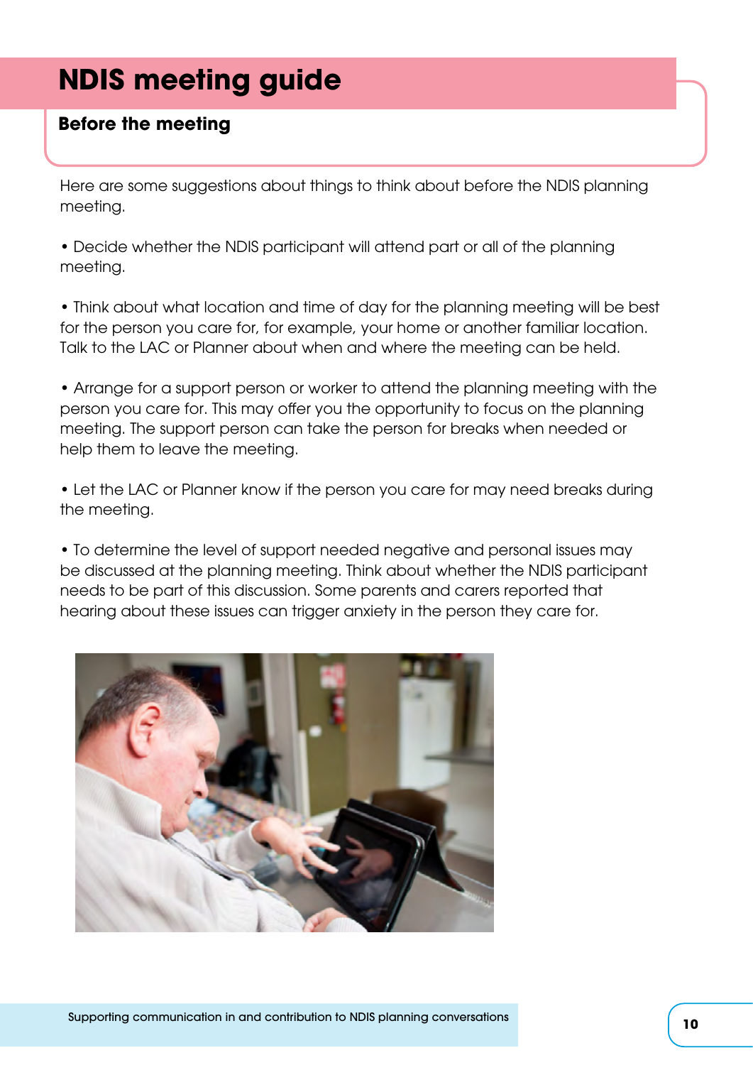# NDIS meeting guide

## Before the meeting

Here are some suggestions about things to think about before the NDIS planning meeting.

- Decide whether the NDIS participant will attend part or all of the planning meeting.

- Think about what location and time of day for the planning meeting will be best for the person you care for, for example, your home or another familiar location. Talk to the LAC or Planner about when and where the meeting can be held.

- Arrange for a support person or worker to attend the planning meeting with the person you care for. This may offer you the opportunity to focus on the planning meeting. The support person can take the person for breaks when needed or help them to leave the meeting.

- Let the LAC or Planner know if the person you care for may need breaks during the meeting.

- To determine the level of support needed negative and personal issues may be discussed at the planning meeting. Think about whether the NDIS participant needs to be part of this discussion. Some parents and carers reported that hearing about these issues can trigger anxiety in the person they care for.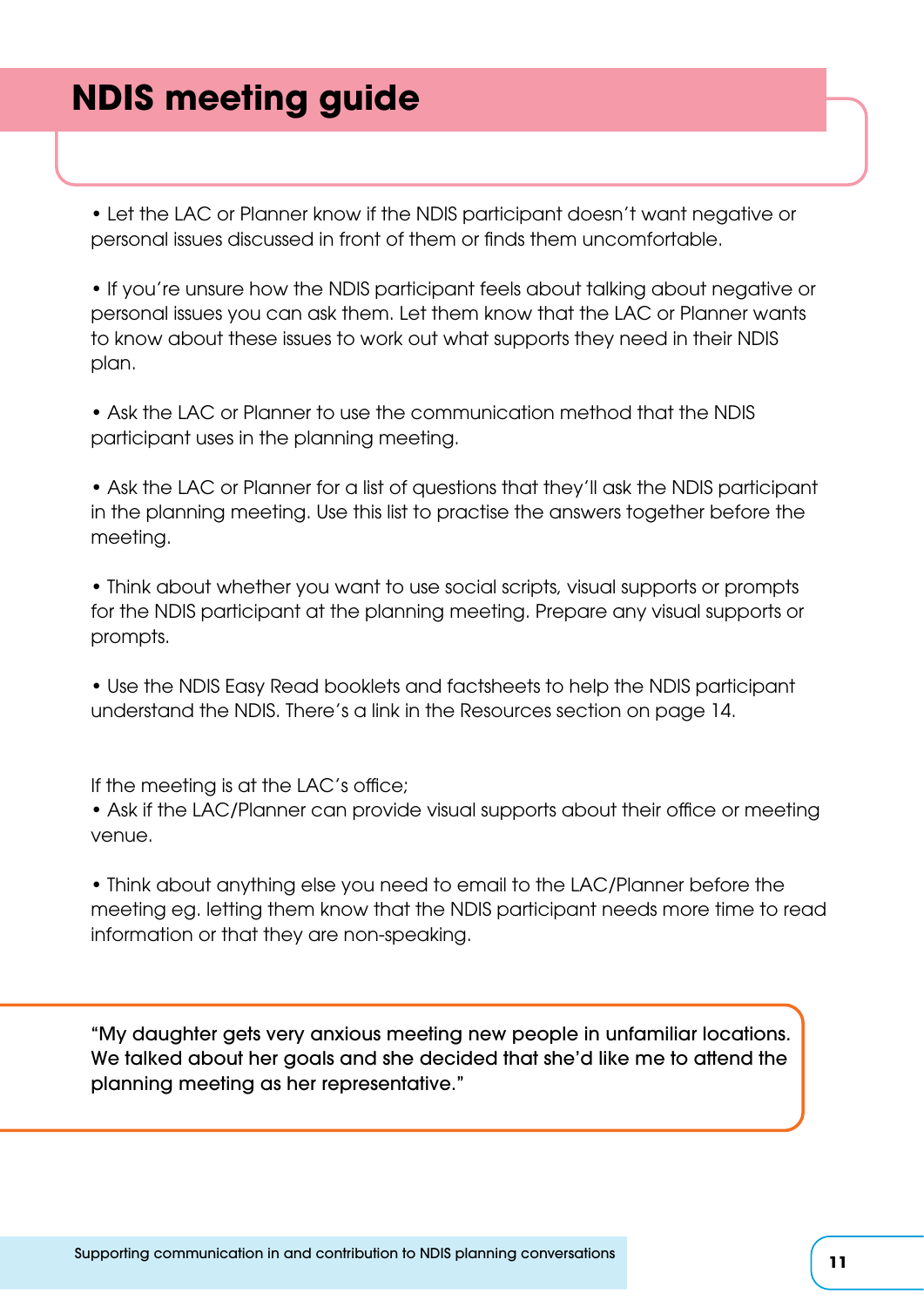# NDIS meeting guide

- Let the LAC or Planner know if the NDIS participant doesn't want negative or personal issues discussed in front of them or finds them uncomfortable.

- If you're unsure how the NDIS participant feels about talking about negative or personal issues you can ask them. Let them know that the LAC or Planner wants to know about these issues to work out what supports they need in their NDIS plan.

- Ask the LAC or Planner to use the communication method that the NDIS participant uses in the planning meeting.

- Ask the LAC or Planner for a list of questions that they'll ask the NDIS participant in the planning meeting. Use this list to practise the answers together before the meeting.

- Think about whether you want to use social scripts, visual supports or prompts for the NDIS participant at the planning meeting. Prepare any visual supports or prompts.

- Use the NDIS Easy Read booklets and factsheets to help the NDIS participant understand the NDIS. There's a link in the Resources section on page 14.

If the meeting is at the LAC's office;

- Ask if the LAC/Planner can provide visual supports about their office or meeting venue.

- Think about anything else you need to email to the LAC/Planner before the meeting eg. letting them know that the NDIS participant needs more time to read information or that they are non-speaking.

"My daughter gets very anxious meeting new people in unfamiliar locations. We talked about her goals and she decided that she'd like me to attend the planning meeting as her representative."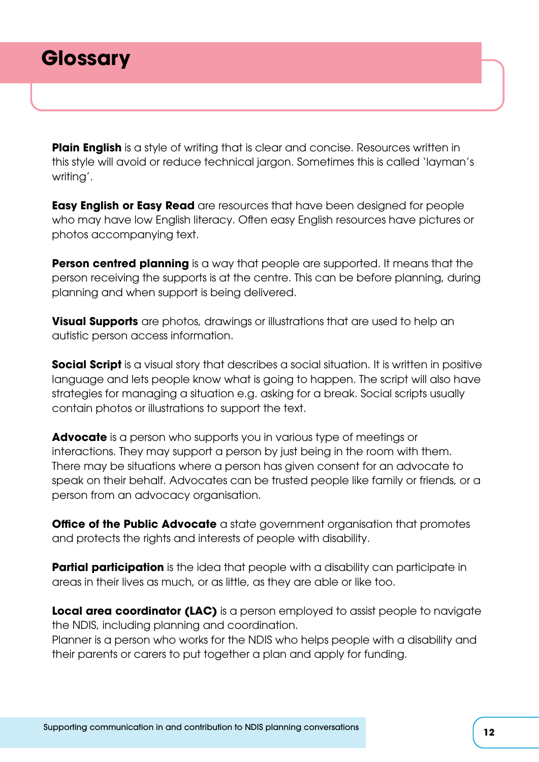# Glossary

**Plain English** is a style of writing that is clear and concise. Resources written in this style will avoid or reduce technical jargon. Sometimes this is called 'layman's writing'.

**Easy English or Easy Read** are resources that have been designed for people who may have low English literacy. Often easy English resources have pictures or photos accompanying text.

**Person centred planning** is a way that people are supported. It means that the person receiving the supports is at the centre. This can be before planning, during planning and when support is being delivered.

**Visual Supports** are photos, drawings or illustrations that are used to help an autistic person access information.

**Social Script** is a visual story that describes a social situation. It is written in positive language and lets people know what is going to happen. The script will also have strategies for managing a situation e.g. asking for a break. Social scripts usually contain photos or illustrations to support the text.

**Advocate** is a person who supports you in various type of meetings or interactions. They may support a person by just being in the room with them. There may be situations where a person has given consent for an advocate to speak on their behalf. Advocates can be trusted people like family or friends, or a person from an advocacy organisation.

**Office of the Public Advocate** a state government organisation that promotes and protects the rights and interests of people with disability.

**Partial participation** is the idea that people with a disability can participate in areas in their lives as much, or as little, as they are able or like too.

**Local area coordinator (LAC)** is a person employed to assist people to navigate the NDIS, including planning and coordination.
Planner is a person who works for the NDIS who helps people with a disability and their parents or carers to put together a plan and apply for funding.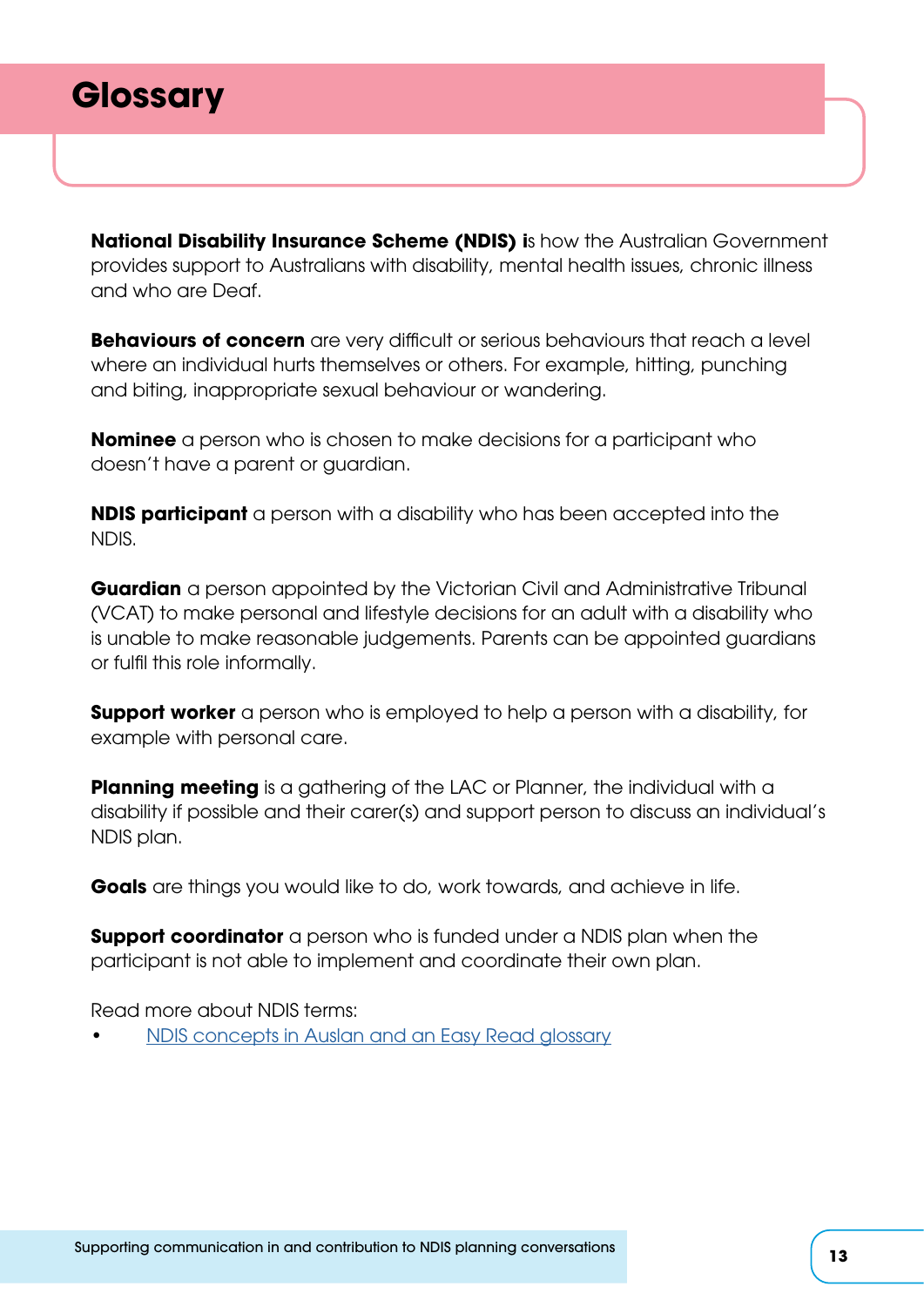# Glossary

**National Disability Insurance Scheme (NDIS) i**s how the Australian Government provides support to Australians with disability, mental health issues, chronic illness and who are Deaf.

**Behaviours of concern** are very difficult or serious behaviours that reach a level where an individual hurts themselves or others. For example, hitting, punching and biting, inappropriate sexual behaviour or wandering.

**Nominee** a person who is chosen to make decisions for a participant who doesn't have a parent or guardian.

**NDIS participant** a person with a disability who has been accepted into the NDIS.

**Guardian** a person appointed by the Victorian Civil and Administrative Tribunal (VCAT) to make personal and lifestyle decisions for an adult with a disability who is unable to make reasonable judgements. Parents can be appointed guardians or fulfil this role informally.

**Support worker** a person who is employed to help a person with a disability, for example with personal care.

**Planning meeting** is a gathering of the LAC or Planner, the individual with a disability if possible and their carer(s) and support person to discuss an individual's NDIS plan.

**Goals** are things you would like to do, work towards, and achieve in life.

**Support coordinator** a person who is funded under a NDIS plan when the participant is not able to implement and coordinate their own plan.

Read more about NDIS terms:

- NDIS concepts in Auslan and an Easy Read glossary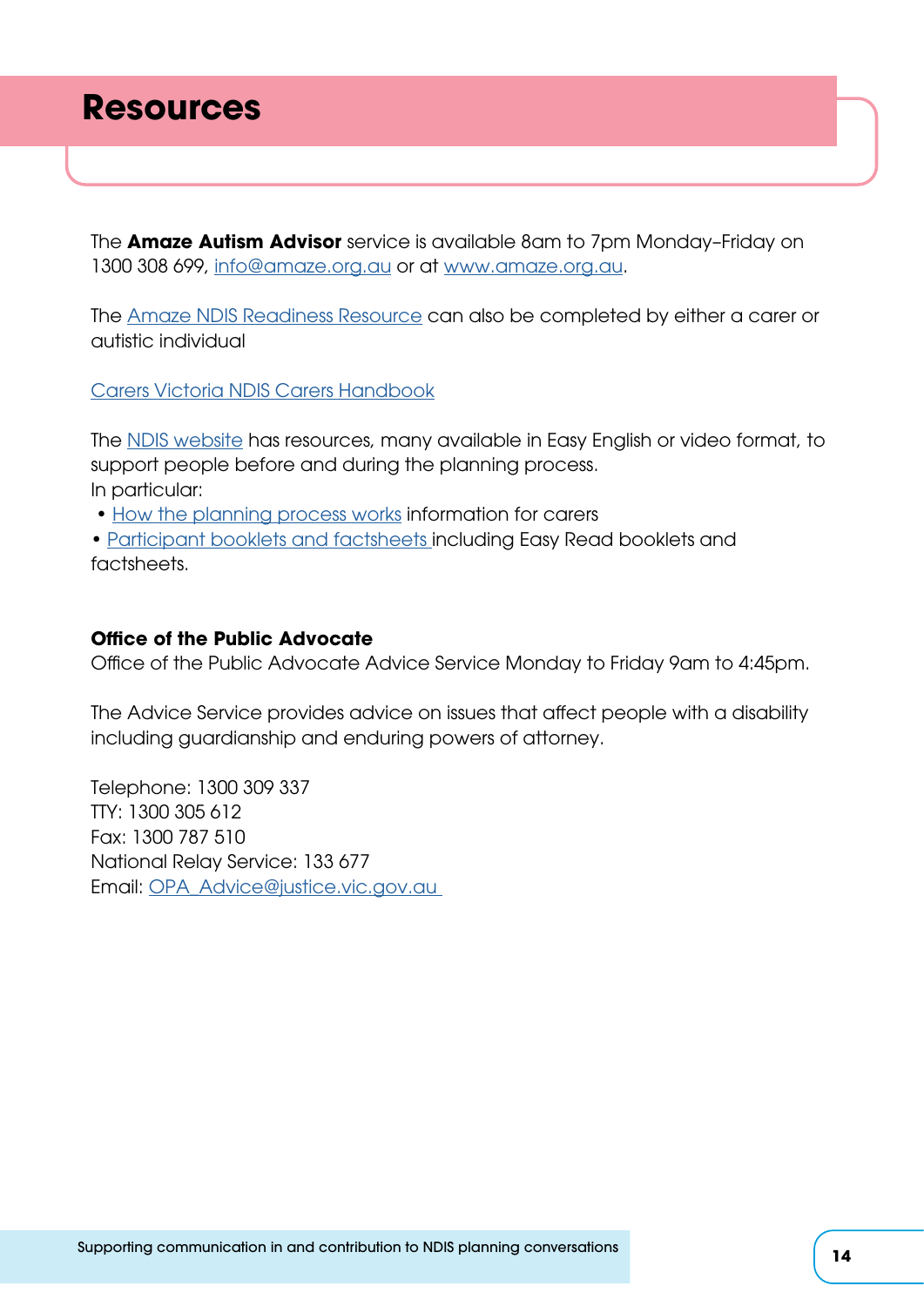# Resources

The **Amaze Autism Advisor** service is available 8am to 7pm Monday–Friday on 1300 308 699, info@amaze.org.au or at www.amaze.org.au.

The Amaze NDIS Readiness Resource can also be completed by either a carer or autistic individual

Carers Victoria NDIS Carers Handbook

The NDIS website has resources, many available in Easy English or video format, to support people before and during the planning process.
In particular:

- How the planning process works information for carers
- Participant booklets and factsheets including Easy Read booklets and factsheets.

**Office of the Public Advocate**
Office of the Public Advocate Advice Service Monday to Friday 9am to 4:45pm.

The Advice Service provides advice on issues that affect people with a disability including guardianship and enduring powers of attorney.

Telephone: 1300 309 337
TTY: 1300 305 612
Fax: 1300 787 510
National Relay Service: 133 677
Email: OPA_Advice@justice.vic.gov.au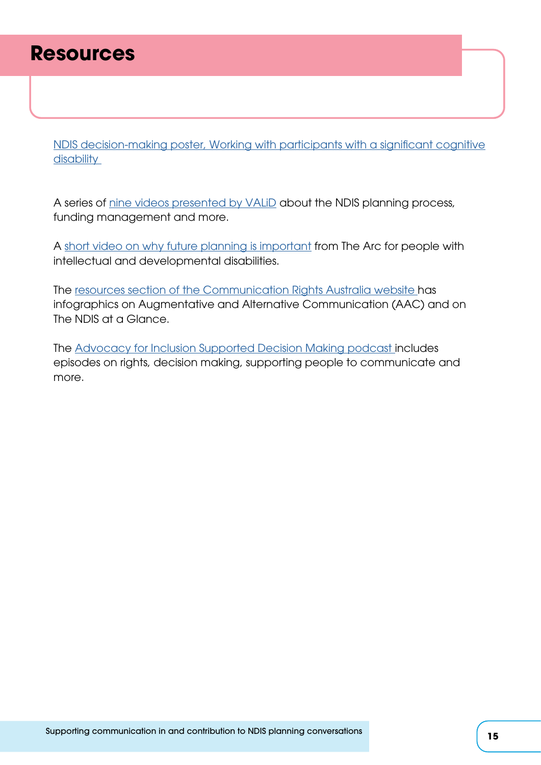# Resources

NDIS decision-making poster, Working with participants with a significant cognitive disability

A series of nine videos presented by VALiD about the NDIS planning process, funding management and more.

A short video on why future planning is important from The Arc for people with intellectual and developmental disabilities.

The resources section of the Communication Rights Australia website has infographics on Augmentative and Alternative Communication (AAC) and on The NDIS at a Glance.

The Advocacy for Inclusion Supported Decision Making podcast includes episodes on rights, decision making, supporting people to communicate and more.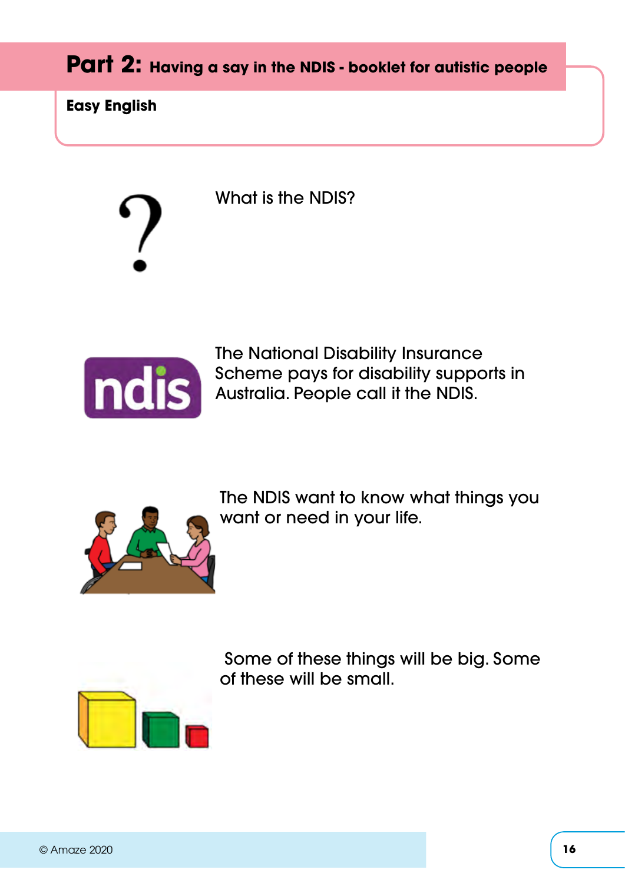# Part 2: Having a say in the NDIS - booklet for autistic people

**Easy English**

What is the NDIS?

The National Disability Insurance Scheme pays for disability supports in Australia. People call it the NDIS.

The NDIS want to know what things you want or need in your life.

Some of these things will be big. Some of these will be small.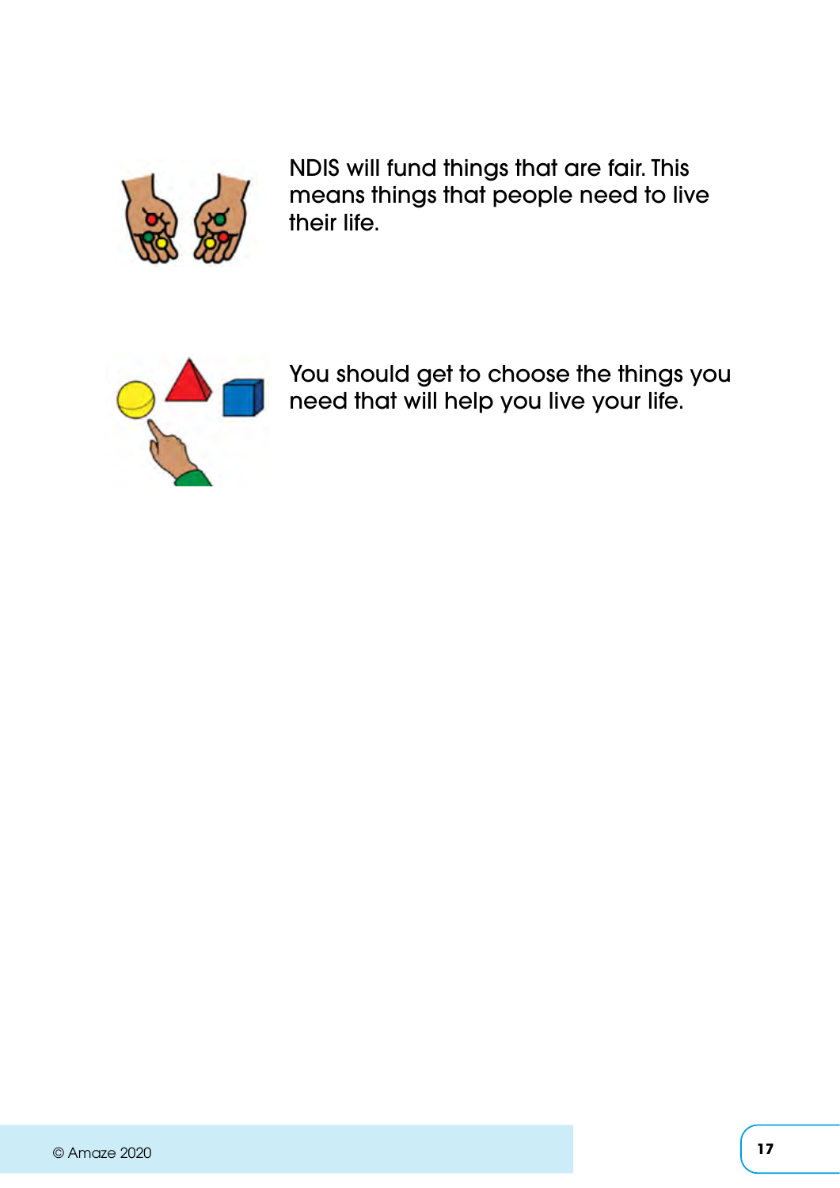NDIS will fund things that are fair. This means things that people need to live their life.

You should get to choose the things you need that will help you live your life.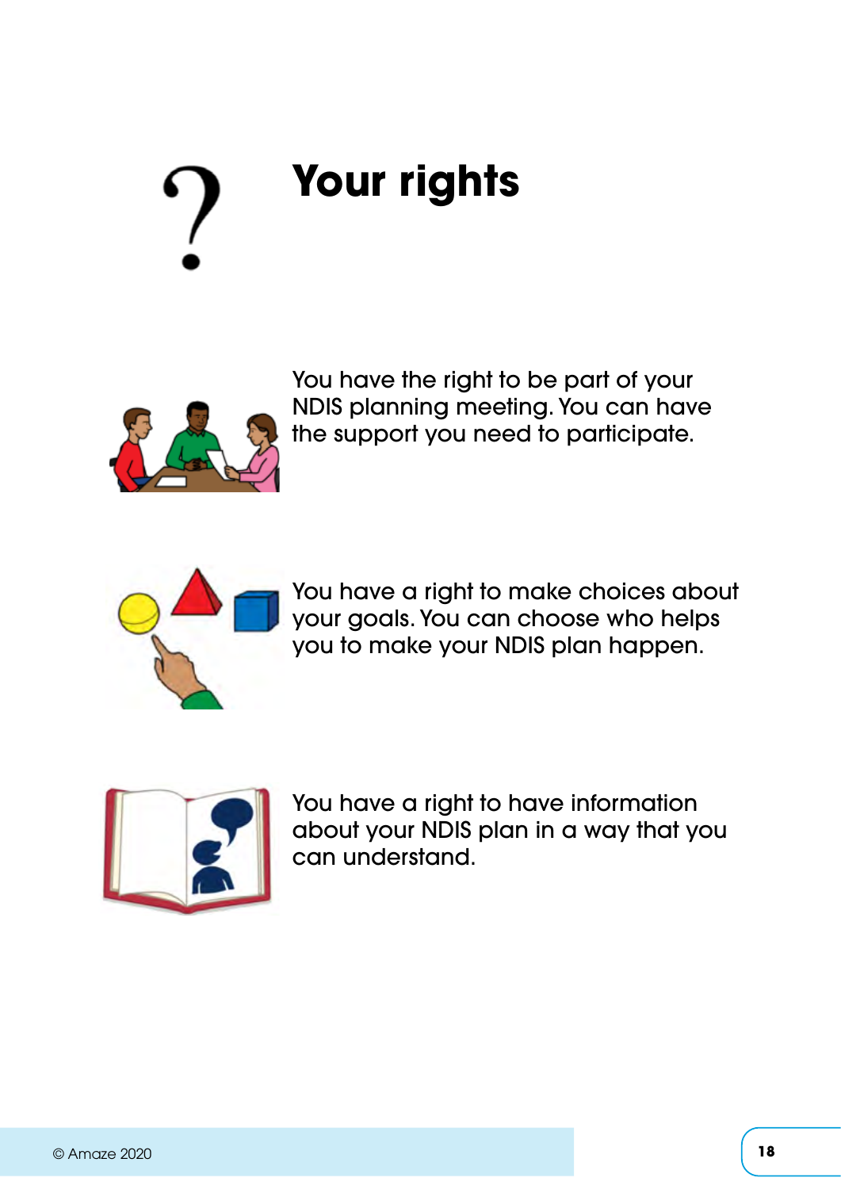# Your rights

You have the right to be part of your NDIS planning meeting. You can have the support you need to participate.

You have a right to make choices about your goals. You can choose who helps you to make your NDIS plan happen.

You have a right to have information about your NDIS plan in a way that you can understand.

© Amaze 2020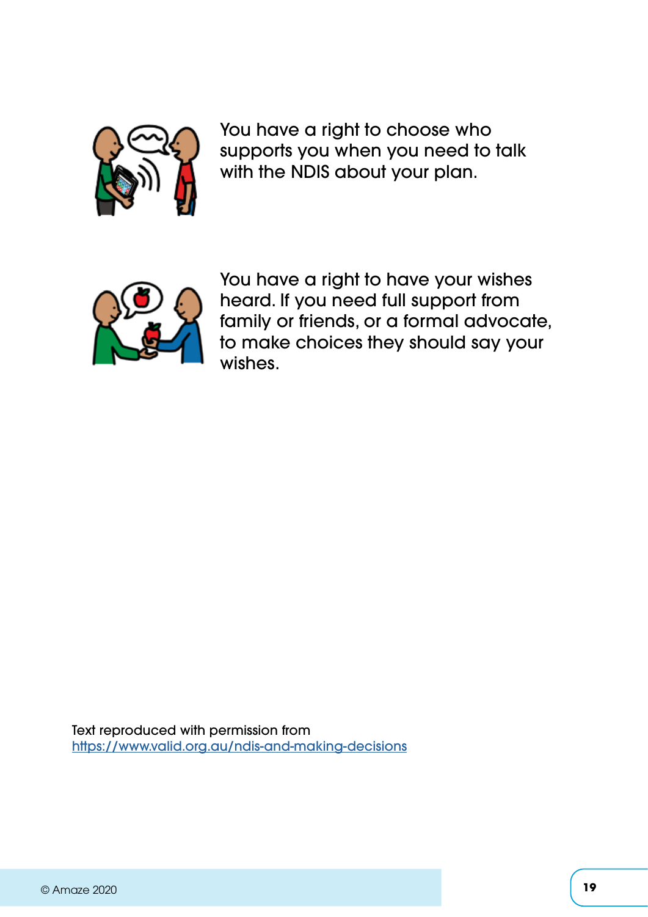You have a right to choose who supports you when you need to talk with the NDIS about your plan.

You have a right to have your wishes heard. If you need full support from family or friends, or a formal advocate, to make choices they should say your wishes.

Text reproduced with permission from
[https://www.valid.org.au/ndis-and-making-decisions](https://www.valid.org.au/ndis-and-making-decisions)

© Amaze 2020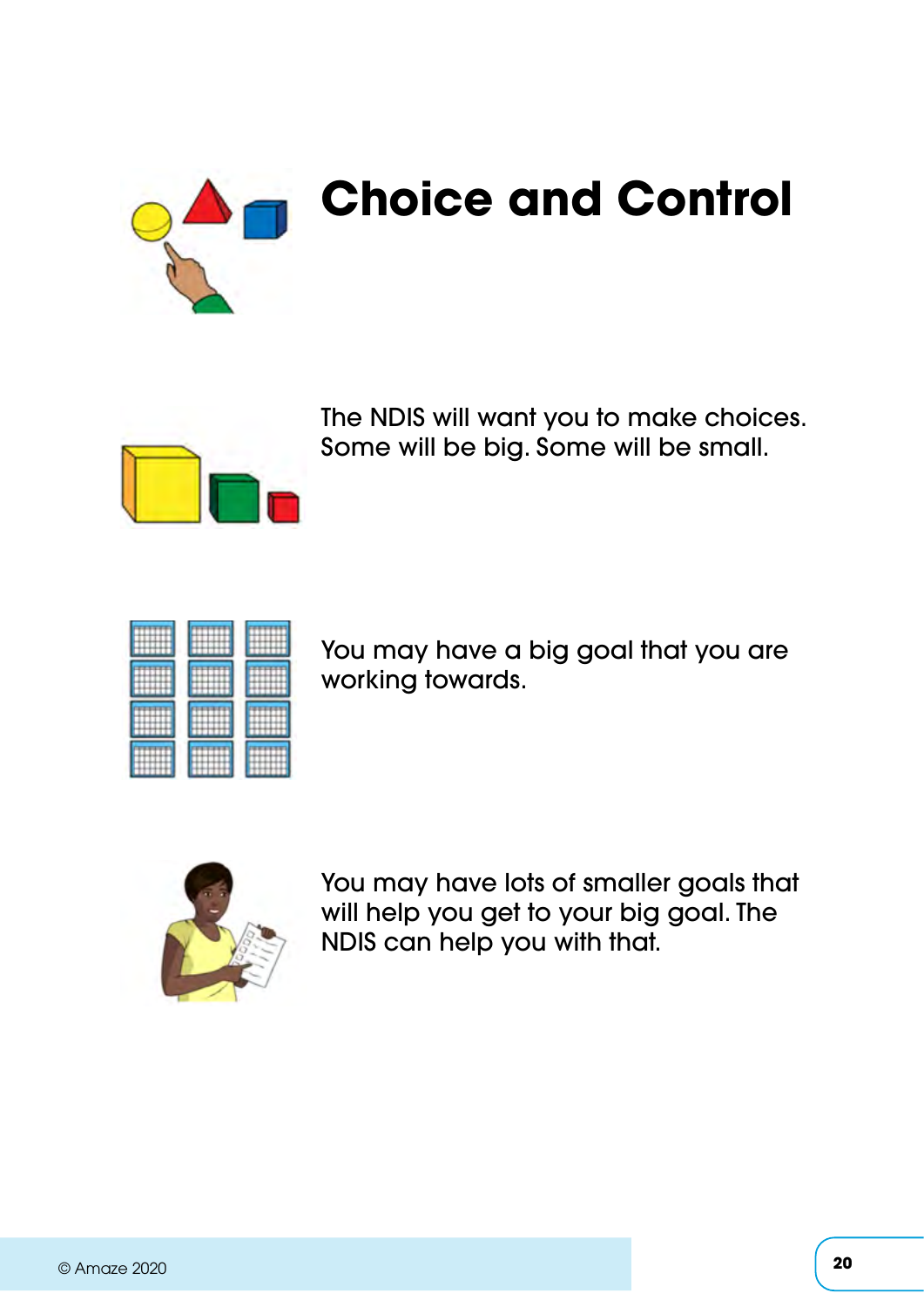# Choice and Control

The NDIS will want you to make choices. Some will be big. Some will be small.

You may have a big goal that you are working towards.

You may have lots of smaller goals that will help you get to your big goal. The NDIS can help you with that.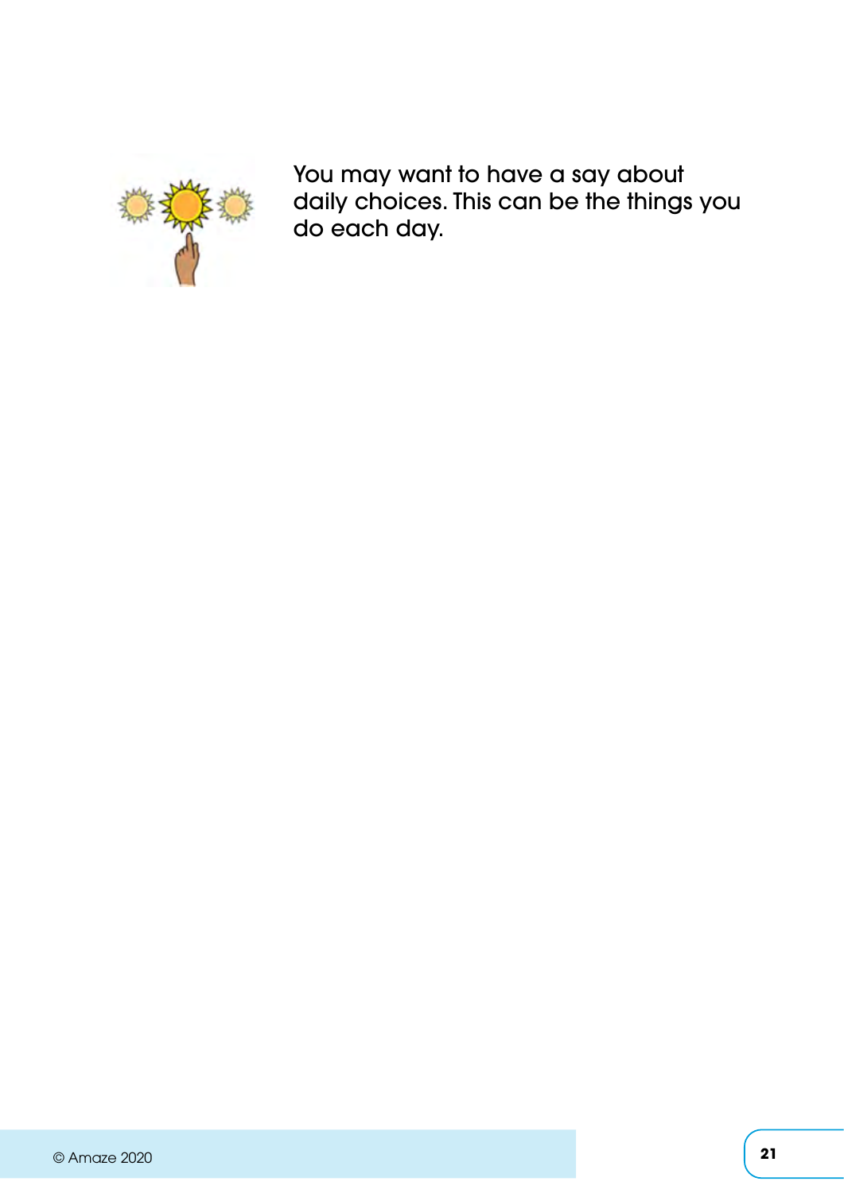You may want to have a say about daily choices. This can be the things you do each day.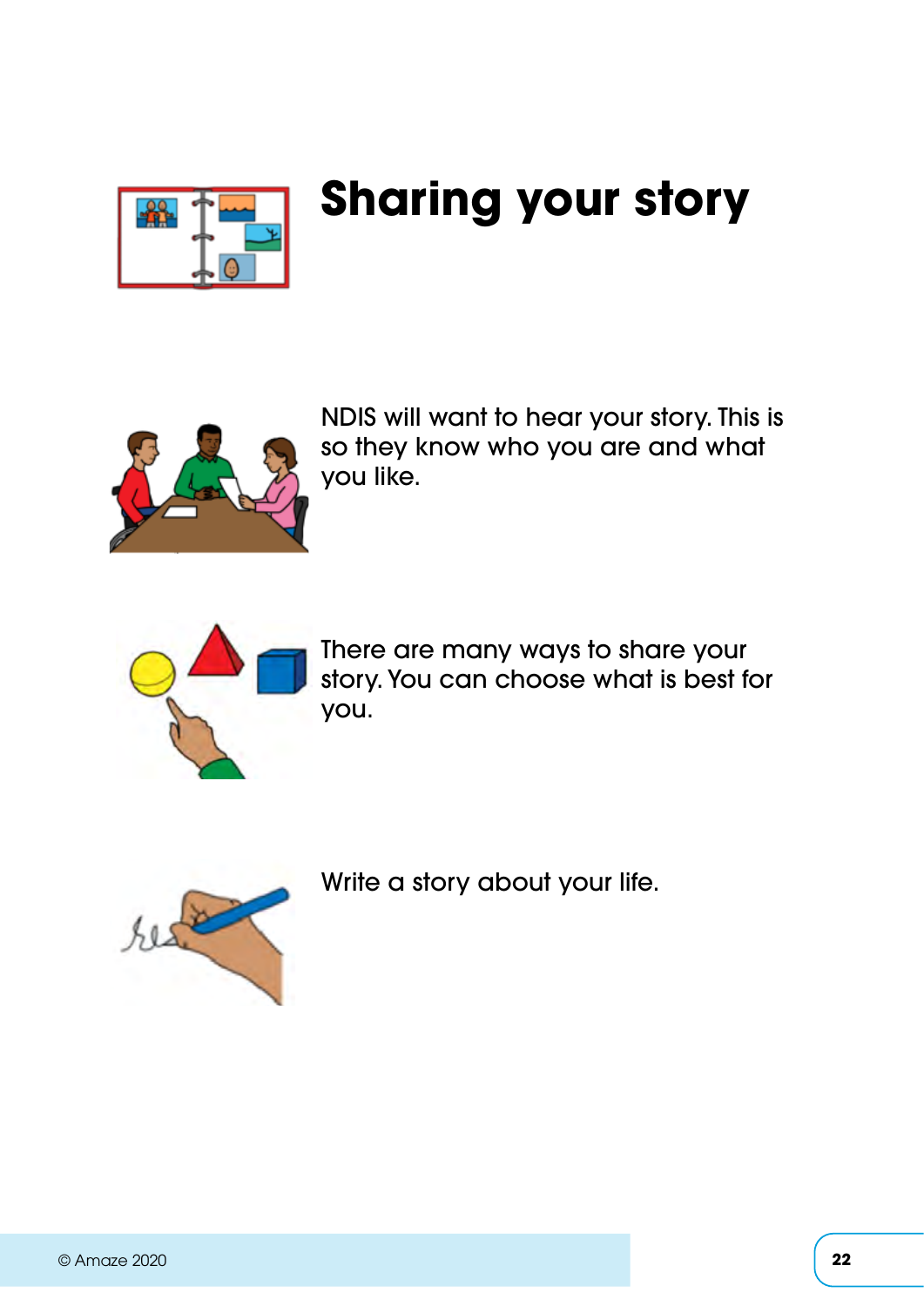# Sharing your story

NDIS will want to hear your story. This is so they know who you are and what you like.

There are many ways to share your story. You can choose what is best for you.

Write a story about your life.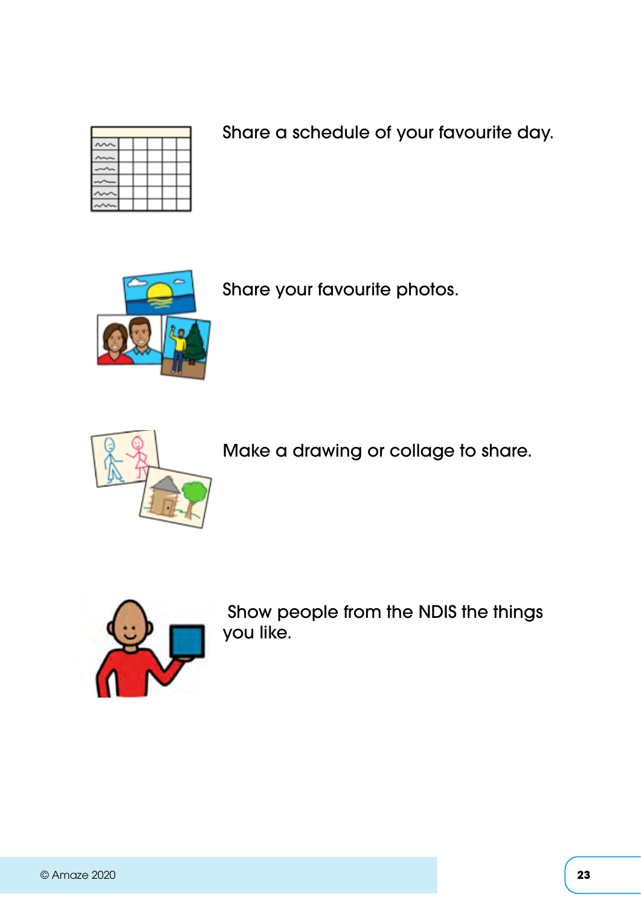Share a schedule of your favourite day.

Share your favourite photos.

Make a drawing or collage to share.

Show people from the NDIS the things you like.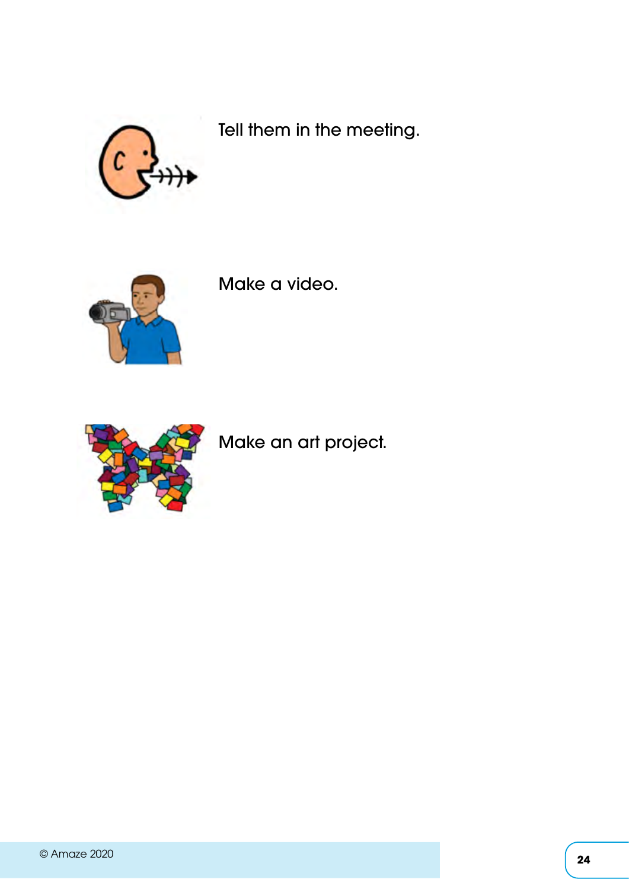Tell them in the meeting.

Make a video.

Make an art project.